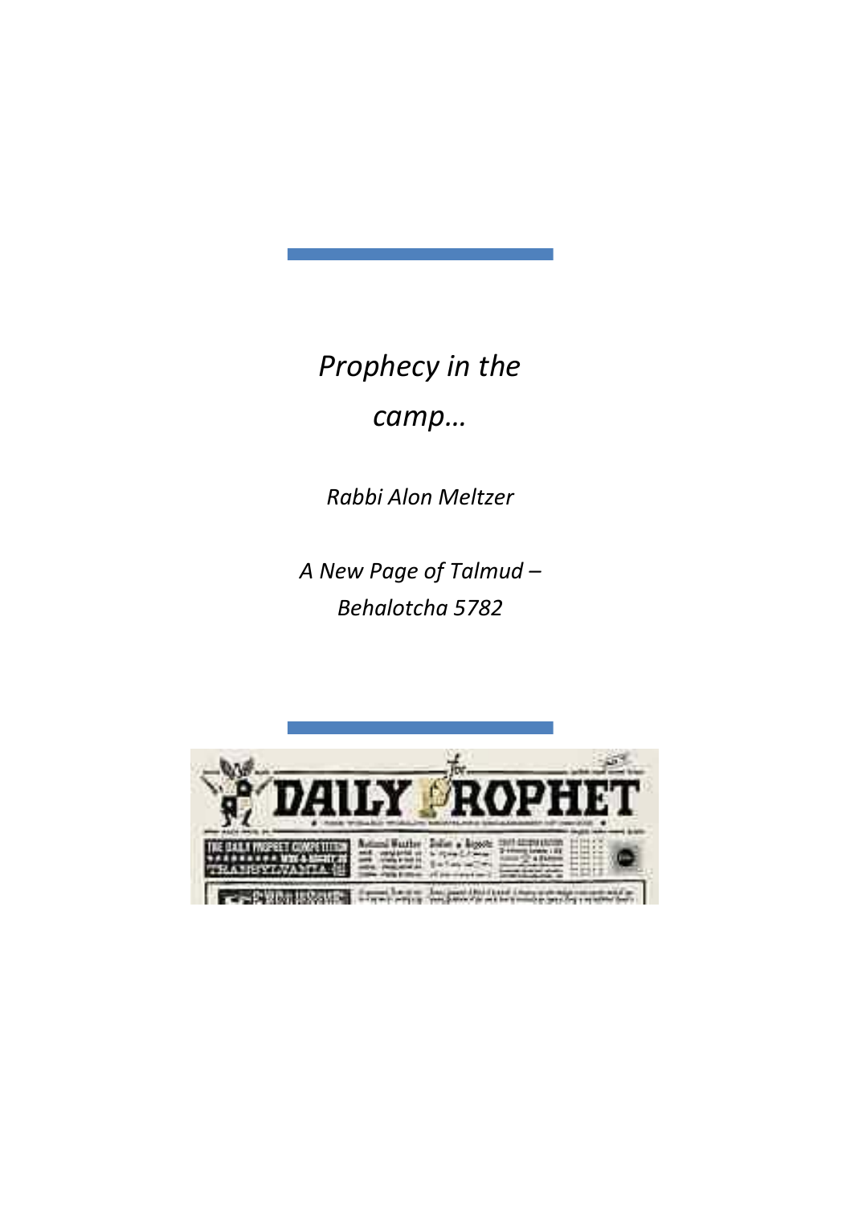*Prophecy in the camp…*

*Rabbi Alon Meltzer*

*A New Page of Talmud – Behalotcha 5782*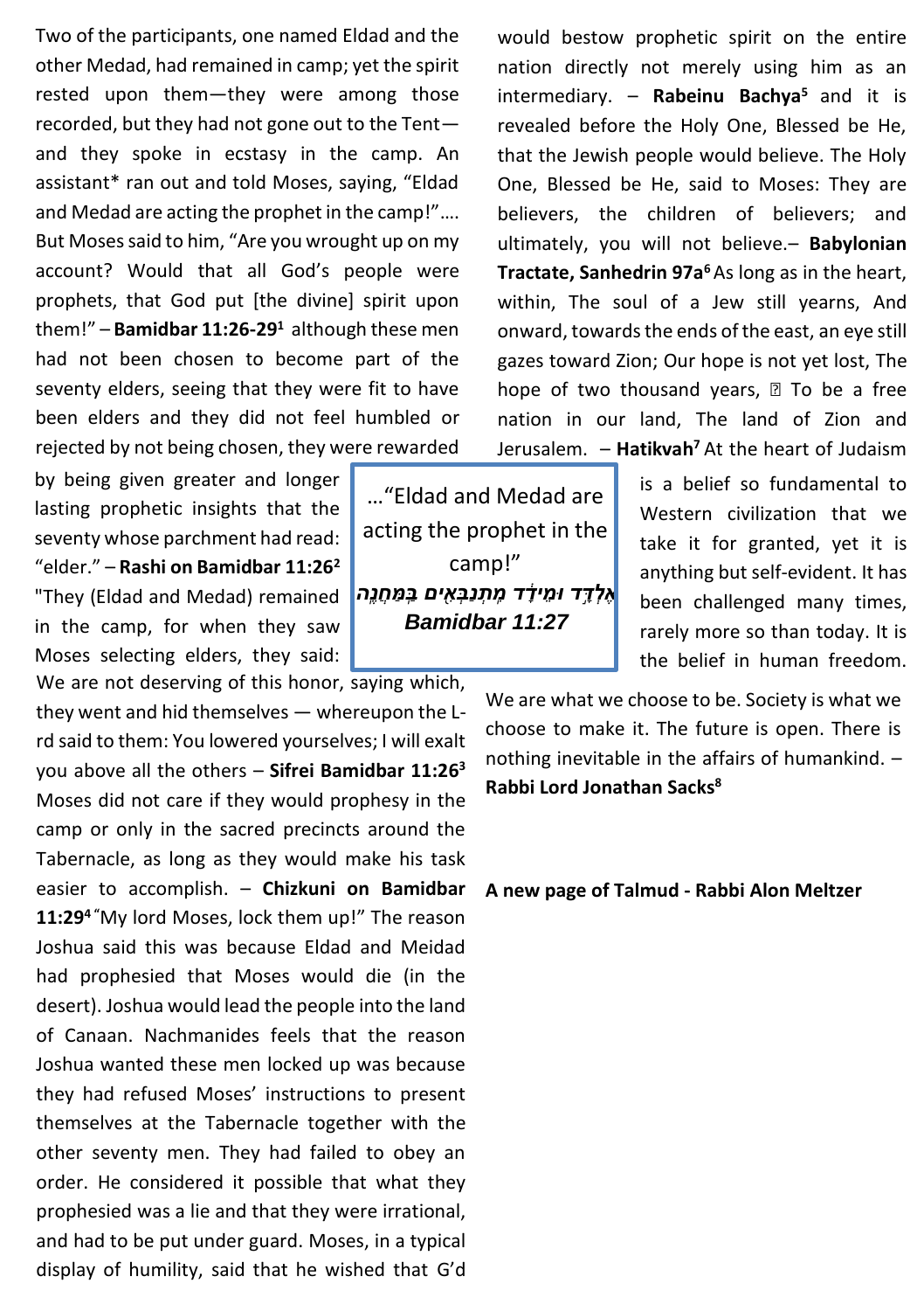Two of the participants, one named Eldad and the other Medad, had remained in camp; yet the spirit rested upon them—they were among those recorded, but they had not gone out to the Tent—and they spoke in ecstasy in the camp. An assistant* ran out and told Moses, saying, "Eldad and Medad are acting the prophet in the camp!"…. But Moses said to him, "Are you wrought up on my account? Would that all God's people were prophets, that God put [the divine] spirit upon them!" – **Bamidbar 11:26-29**[1] although these men had not been chosen to become part of the seventy elders, seeing that they were fit to have been elders and they did not feel humbled or rejected by not being chosen, they were rewarded by being given greater and longer lasting prophetic insights that the seventy whose parchment had read: "elder." – **Rashi on Bamidbar 11:26**[2] "They (Eldad and Medad) remained in the camp, for when they saw Moses selecting elders, they said: We are not deserving of this honor, saying which, they went and hid themselves — whereupon the L-rd said to them: You lowered yourselves; I will exalt you above all the others – **Sifrei Bamidbar 11:26**[3] Moses did not care if they would prophesy in the camp or only in the sacred precincts around the Tabernacle, as long as they would make his task easier to accomplish. – **Chizkuni on Bamidbar 11:29**[4] "My lord Moses, lock them up!" The reason Joshua said this was because Eldad and Meidad had prophesied that Moses would die (in the desert). Joshua would lead the people into the land of Canaan. Nachmanides feels that the reason Joshua wanted these men locked up was because they had refused Moses' instructions to present themselves at the Tabernacle together with the other seventy men. They had failed to obey an order. He considered it possible that what they prophesied was a lie and that they were irrational, and had to be put under guard. Moses, in a typical display of humility, said that he wished that G'd would bestow prophetic spirit on the entire nation directly not merely using him as an intermediary. – **Rabeinu Bachya**[5] and it is revealed before the Holy One, Blessed be He, that the Jewish people would believe. The Holy One, Blessed be He, said to Moses: They are believers, the children of believers; and ultimately, you will not believe.– **Babylonian Tractate, Sanhedrin 97a**[6] As long as in the heart, within, The soul of a Jew still yearns, And onward, towards the ends of the east, an eye still gazes toward Zion; Our hope is not yet lost, The hope of two thousand years, To be a free nation in our land, The land of Zion and Jerusalem. – **Hatikvah**[7] At the heart of Judaism is a belief so fundamental to Western civilization that we take it for granted, yet it is anything but self-evident. It has been challenged many times, rarely more so than today. It is the belief in human freedom. We are what we choose to be. Society is what we choose to make it. The future is open. There is nothing inevitable in the affairs of humankind. – **Rabbi Lord Jonathan Sacks**[8]

> …"Eldad and Medad are acting the prophet in the camp!"
>
> ***אֶלְדָּ֣ד וּמֵידָ֔ד מִתְנַבְּאִ֖ים בַּֽמַּחֲנֶֽה***
>
> ***Bamidbar 11:27***

**A new page of Talmud - Rabbi Alon Meltzer**